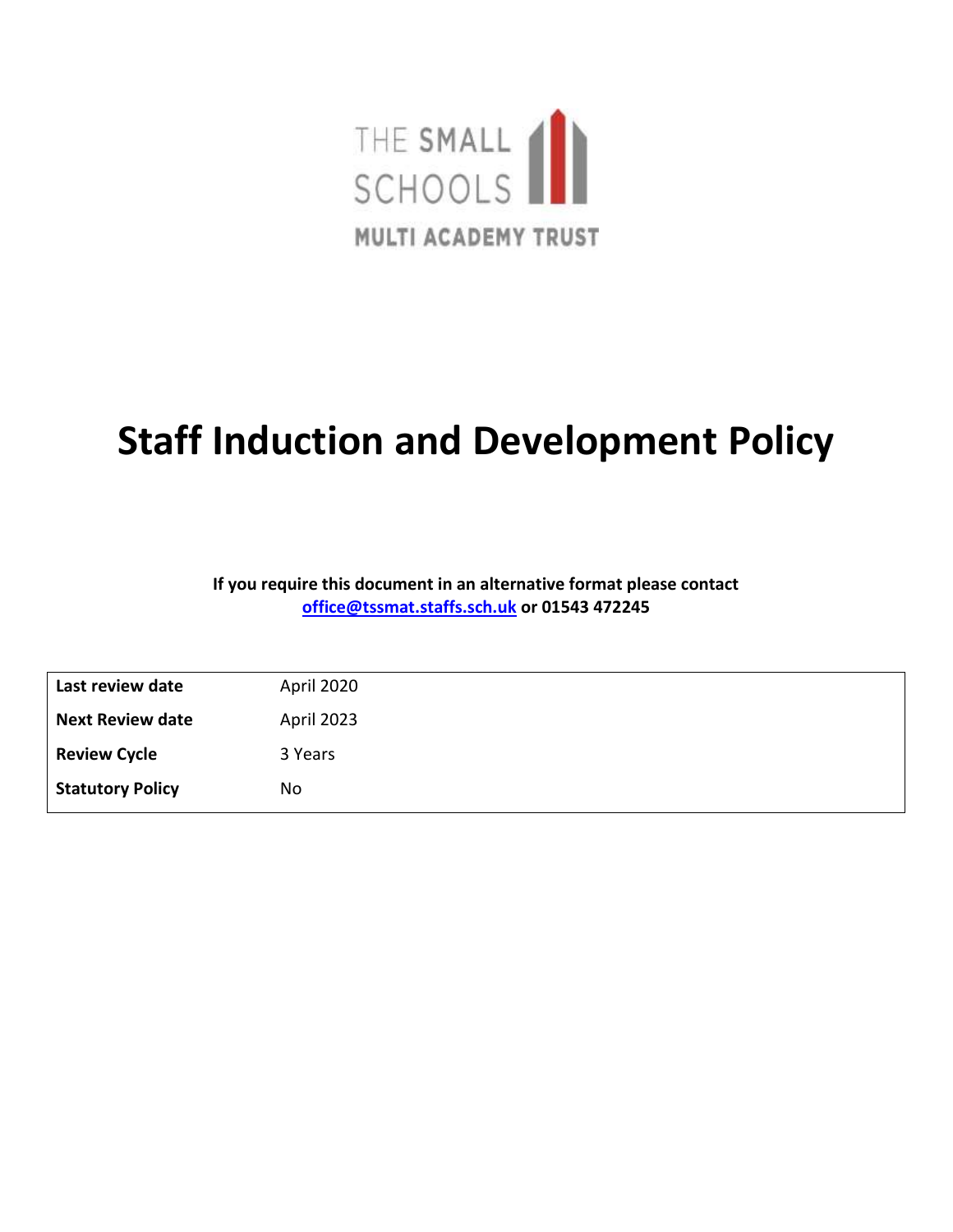THE SMALL SCHOOLS

MULTI ACADEMY TRUST

# Staff Induction and Development Policy

**If you require this document in an alternative format please contact [office@tssmat.staffs.sch.uk](mailto:office@tssmat.staffs.sch.uk) or 01543 472245**

| **Last review date** | April 2020 |
|---|---|
| **Next Review date** | April 2023 |
| **Review Cycle** | 3 Years |
| **Statutory Policy** | No |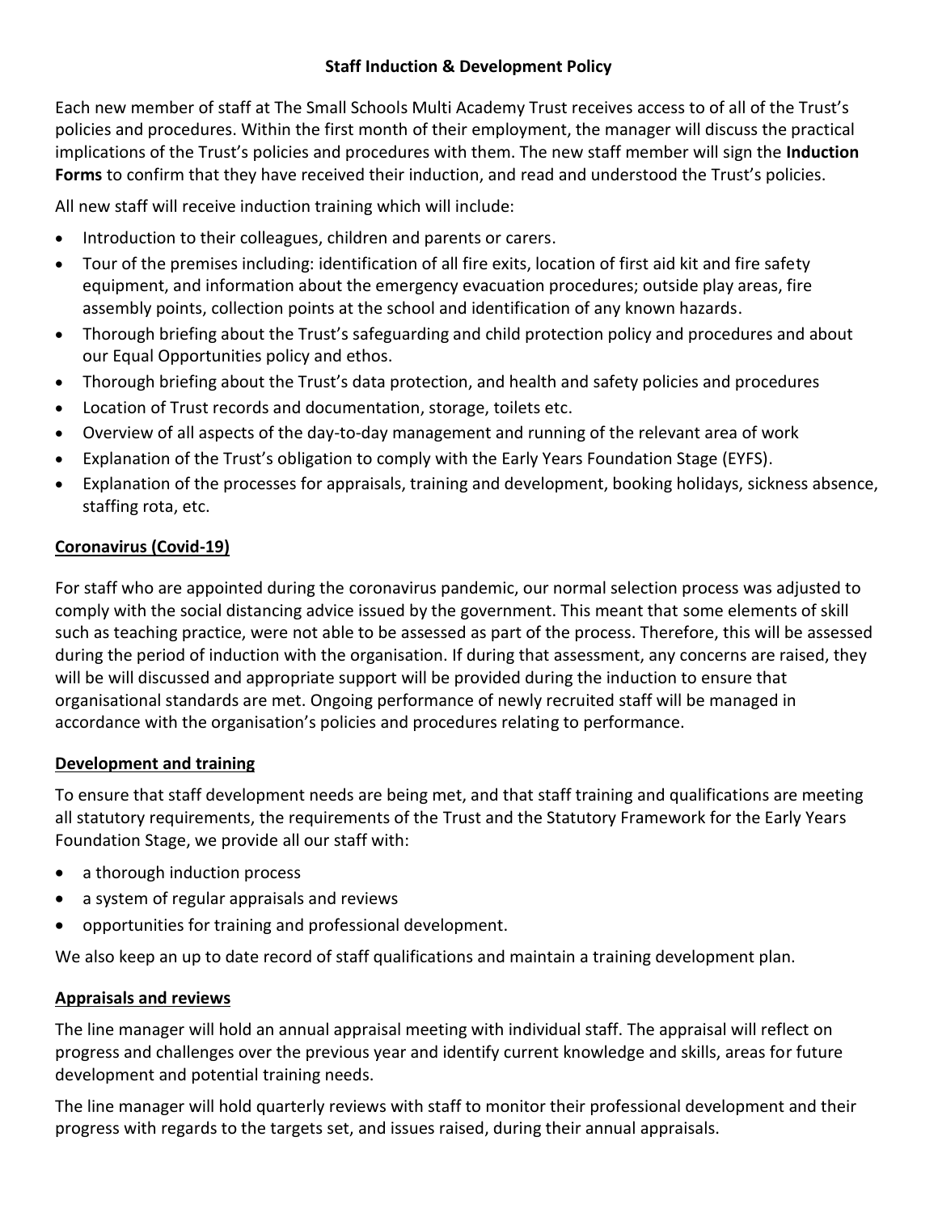## Staff Induction & Development Policy

Each new member of staff at The Small Schools Multi Academy Trust receives access to of all of the Trust's policies and procedures. Within the first month of their employment, the manager will discuss the practical implications of the Trust's policies and procedures with them. The new staff member will sign the **Induction Forms** to confirm that they have received their induction, and read and understood the Trust's policies.

All new staff will receive induction training which will include:

- Introduction to their colleagues, children and parents or carers.
- Tour of the premises including: identification of all fire exits, location of first aid kit and fire safety equipment, and information about the emergency evacuation procedures; outside play areas, fire assembly points, collection points at the school and identification of any known hazards.
- Thorough briefing about the Trust's safeguarding and child protection policy and procedures and about our Equal Opportunities policy and ethos.
- Thorough briefing about the Trust's data protection, and health and safety policies and procedures
- Location of Trust records and documentation, storage, toilets etc.
- Overview of all aspects of the day-to-day management and running of the relevant area of work
- Explanation of the Trust's obligation to comply with the Early Years Foundation Stage (EYFS).
- Explanation of the processes for appraisals, training and development, booking holidays, sickness absence, staffing rota, etc.

### Coronavirus (Covid-19)

For staff who are appointed during the coronavirus pandemic, our normal selection process was adjusted to comply with the social distancing advice issued by the government. This meant that some elements of skill such as teaching practice, were not able to be assessed as part of the process. Therefore, this will be assessed during the period of induction with the organisation. If during that assessment, any concerns are raised, they will be will discussed and appropriate support will be provided during the induction to ensure that organisational standards are met. Ongoing performance of newly recruited staff will be managed in accordance with the organisation's policies and procedures relating to performance.

### Development and training

To ensure that staff development needs are being met, and that staff training and qualifications are meeting all statutory requirements, the requirements of the Trust and the Statutory Framework for the Early Years Foundation Stage, we provide all our staff with:

- a thorough induction process
- a system of regular appraisals and reviews
- opportunities for training and professional development.

We also keep an up to date record of staff qualifications and maintain a training development plan.

### Appraisals and reviews

The line manager will hold an annual appraisal meeting with individual staff. The appraisal will reflect on progress and challenges over the previous year and identify current knowledge and skills, areas for future development and potential training needs.

The line manager will hold quarterly reviews with staff to monitor their professional development and their progress with regards to the targets set, and issues raised, during their annual appraisals.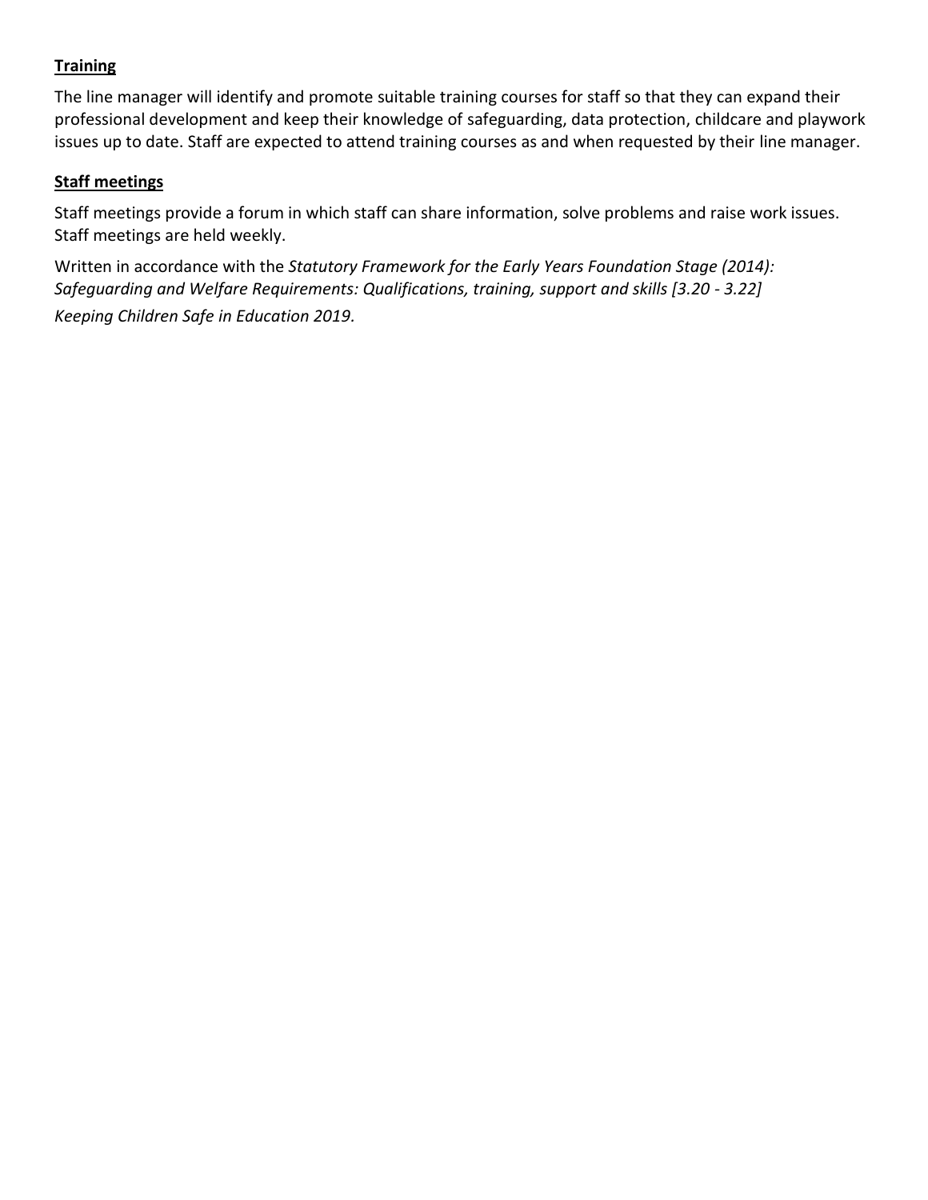**Training**

The line manager will identify and promote suitable training courses for staff so that they can expand their professional development and keep their knowledge of safeguarding, data protection, childcare and playwork issues up to date. Staff are expected to attend training courses as and when requested by their line manager.

**Staff meetings**

Staff meetings provide a forum in which staff can share information, solve problems and raise work issues. Staff meetings are held weekly.

Written in accordance with the *Statutory Framework for the Early Years Foundation Stage (2014): Safeguarding and Welfare Requirements: Qualifications, training, support and skills [3.20 - 3.22]*

*Keeping Children Safe in Education 2019*.